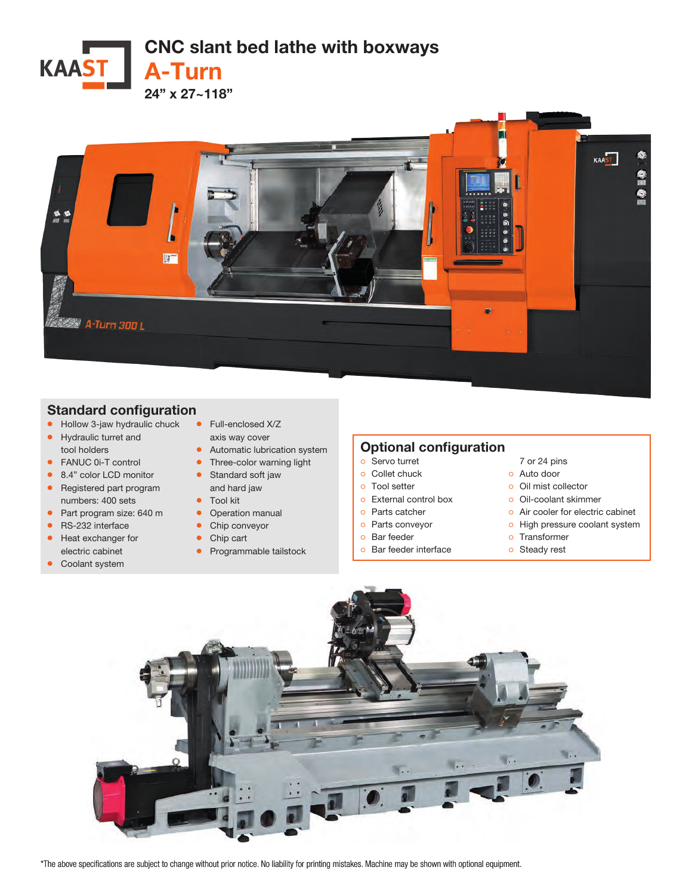# CNC slant bed lathe with boxways

## A-Turn

**24" x 27~118"**

## Standard configuration

- Hollow 3-jaw hydraulic chuck
- Hydraulic turret and tool holders
- FANUC 0i-T control
- 8.4" color LCD monitor
- Registered part program numbers: 400 sets
- Part program size: 640 m
- RS-232 interface
- Heat exchanger for electric cabinet
- Coolant system
- Full-enclosed X/Z axis way cover
- Automatic lubrication system
- Three-color warning light
- Standard soft jaw and hard jaw
- Tool kit
- Operation manual
- Chip conveyor
- Chip cart
- Programmable tailstock

## Optional configuration

- Servo turret 7 or 24 pins
- Collet chuck
- Tool setter
- External control box
- Parts catcher
- Parts conveyor
- Bar feeder
- Bar feeder interface
- Auto door
- Oil mist collector
- Oil-coolant skimmer
- Air cooler for electric cabinet
- High pressure coolant system
- Transformer
- Steady rest

*The above specifications are subject to change without prior notice. No liability for printing mistakes. Machine may be shown with optional equipment.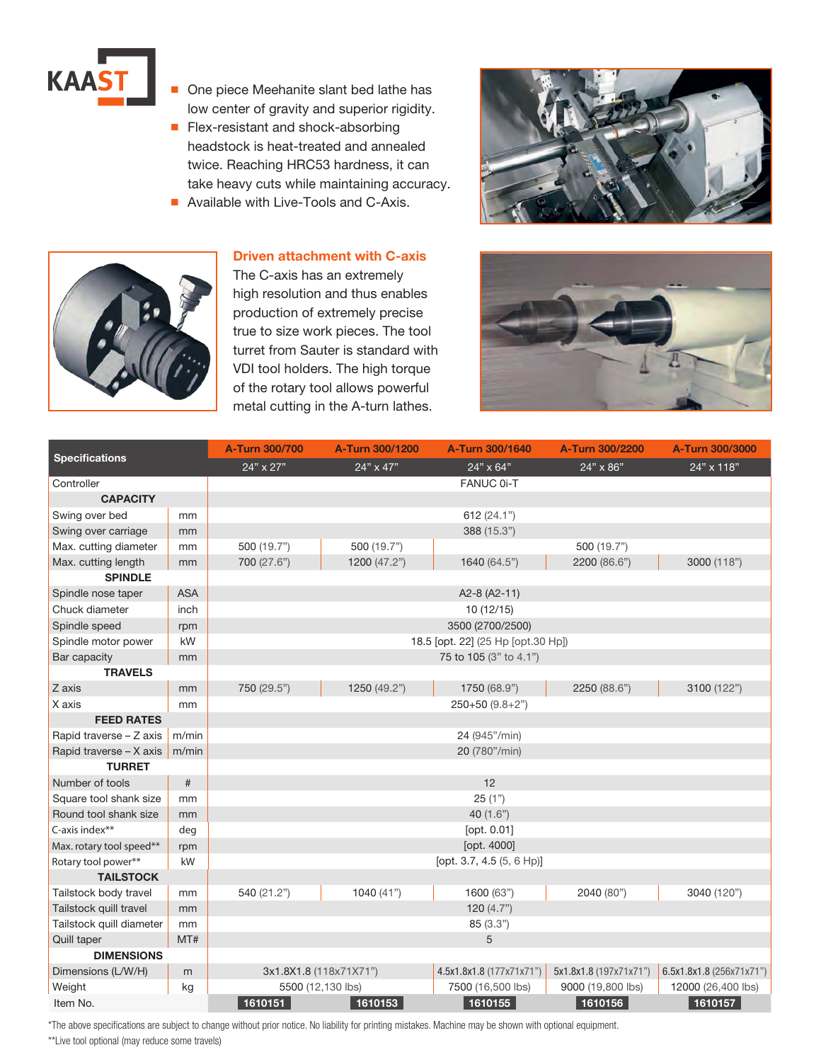KAAST

- One piece Meehanite slant bed lathe has low center of gravity and superior rigidity.
- Flex-resistant and shock-absorbing headstock is heat-treated and annealed twice. Reaching HRC53 hardness, it can take heavy cuts while maintaining accuracy.
- Available with Live-Tools and C-Axis.

### Driven attachment with C-axis

The C-axis has an extremely high resolution and thus enables production of extremely precise true to size work pieces. The tool turret from Sauter is standard with VDI tool holders. The high torque of the rotary tool allows powerful metal cutting in the A-turn lathes.

| Specifications | | A-Turn 300/700 | A-Turn 300/1200 | A-Turn 300/1640 | A-Turn 300/2200 | A-Turn 300/3000 |
|---|---|---|---|---|---|---|
| | | 24" x 27" | 24" x 47" | 24" x 64" | 24" x 86" | 24" x 118" |
| Controller | | FANUC 0i-T | | | | |
| **CAPACITY** | | | | | | |
| Swing over bed | mm | 612 (24.1") | | | | |
| Swing over carriage | mm | 388 (15.3") | | | | |
| Max. cutting diameter | mm | 500 (19.7") | 500 (19.7") | 500 (19.7") | | |
| Max. cutting length | mm | 700 (27.6") | 1200 (47.2") | 1640 (64.5") | 2200 (86.6") | 3000 (118") |
| **SPINDLE** | | | | | | |
| Spindle nose taper | ASA | A2-8 (A2-11) | | | | |
| Chuck diameter | inch | 10 (12/15) | | | | |
| Spindle speed | rpm | 3500 (2700/2500) | | | | |
| Spindle motor power | kW | 18.5 [opt. 22] (25 Hp [opt.30 Hp]) | | | | |
| Bar capacity | mm | 75 to 105 (3" to 4.1") | | | | |
| **TRAVELS** | | | | | | |
| Z axis | mm | 750 (29.5") | 1250 (49.2") | 1750 (68.9") | 2250 (88.6") | 3100 (122") |
| X axis | mm | 250+50 (9.8+2") | | | | |
| **FEED RATES** | | | | | | |
| Rapid traverse – Z axis | m/min | 24 (945"/min) | | | | |
| Rapid traverse – X axis | m/min | 20 (780"/min) | | | | |
| **TURRET** | | | | | | |
| Number of tools | # | 12 | | | | |
| Square tool shank size | mm | 25 (1") | | | | |
| Round tool shank size | mm | 40 (1.6") | | | | |
| C-axis index** | deg | [opt. 0.01] | | | | |
| Max. rotary tool speed** | rpm | [opt. 4000] | | | | |
| Rotary tool power** | kW | [opt. 3.7, 4.5 (5, 6 Hp)] | | | | |
| **TAILSTOCK** | | | | | | |
| Tailstock body travel | mm | 540 (21.2") | 1040 (41") | 1600 (63") | 2040 (80") | 3040 (120") |
| Tailstock quill travel | mm | 120 (4.7") | | | | |
| Tailstock quill diameter | mm | 85 (3.3") | | | | |
| Quill taper | MT# | 5 | | | | |
| **DIMENSIONS** | | | | | | |
| Dimensions (L/W/H) | m | 3x1.8X1.8 (118x71X71") | | 4.5x1.8x1.8 (177x71x71") | 5x1.8x1.8 (197x71x71") | 6.5x1.8x1.8 (256x71x71") |
| Weight | kg | 5500 (12,130 lbs) | | 7500 (16,500 lbs) | 9000 (19,800 lbs) | 12000 (26,400 lbs) |
| Item No. | | 1610151 | 1610153 | 1610155 | 1610156 | 1610157 |

*The above specifications are subject to change without prior notice. No liability for printing mistakes. Machine may be shown with optional equipment.

**Live tool optional (may reduce some travels)